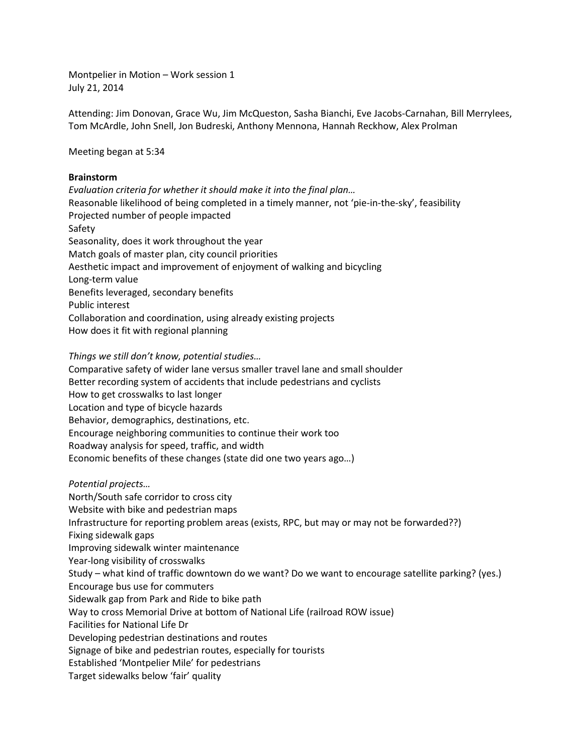Montpelier in Motion – Work session 1
July 21, 2014

Attending: Jim Donovan, Grace Wu, Jim McQueston, Sasha Bianchi, Eve Jacobs-Carnahan, Bill Merrylees, Tom McArdle, John Snell, Jon Budreski, Anthony Mennona, Hannah Reckhow, Alex Prolman

Meeting began at 5:34

**Brainstorm**

*Evaluation criteria for whether it should make it into the final plan…*

Reasonable likelihood of being completed in a timely manner, not 'pie-in-the-sky', feasibility
Projected number of people impacted
Safety
Seasonality, does it work throughout the year
Match goals of master plan, city council priorities
Aesthetic impact and improvement of enjoyment of walking and bicycling
Long-term value
Benefits leveraged, secondary benefits
Public interest
Collaboration and coordination, using already existing projects
How does it fit with regional planning

*Things we still don't know, potential studies…*

Comparative safety of wider lane versus smaller travel lane and small shoulder
Better recording system of accidents that include pedestrians and cyclists
How to get crosswalks to last longer
Location and type of bicycle hazards
Behavior, demographics, destinations, etc.
Encourage neighboring communities to continue their work too
Roadway analysis for speed, traffic, and width
Economic benefits of these changes (state did one two years ago…)

*Potential projects…*

North/South safe corridor to cross city
Website with bike and pedestrian maps
Infrastructure for reporting problem areas (exists, RPC, but may or may not be forwarded??)
Fixing sidewalk gaps
Improving sidewalk winter maintenance
Year-long visibility of crosswalks
Study – what kind of traffic downtown do we want? Do we want to encourage satellite parking? (yes.)
Encourage bus use for commuters
Sidewalk gap from Park and Ride to bike path
Way to cross Memorial Drive at bottom of National Life (railroad ROW issue)
Facilities for National Life Dr
Developing pedestrian destinations and routes
Signage of bike and pedestrian routes, especially for tourists
Established 'Montpelier Mile' for pedestrians
Target sidewalks below 'fair' quality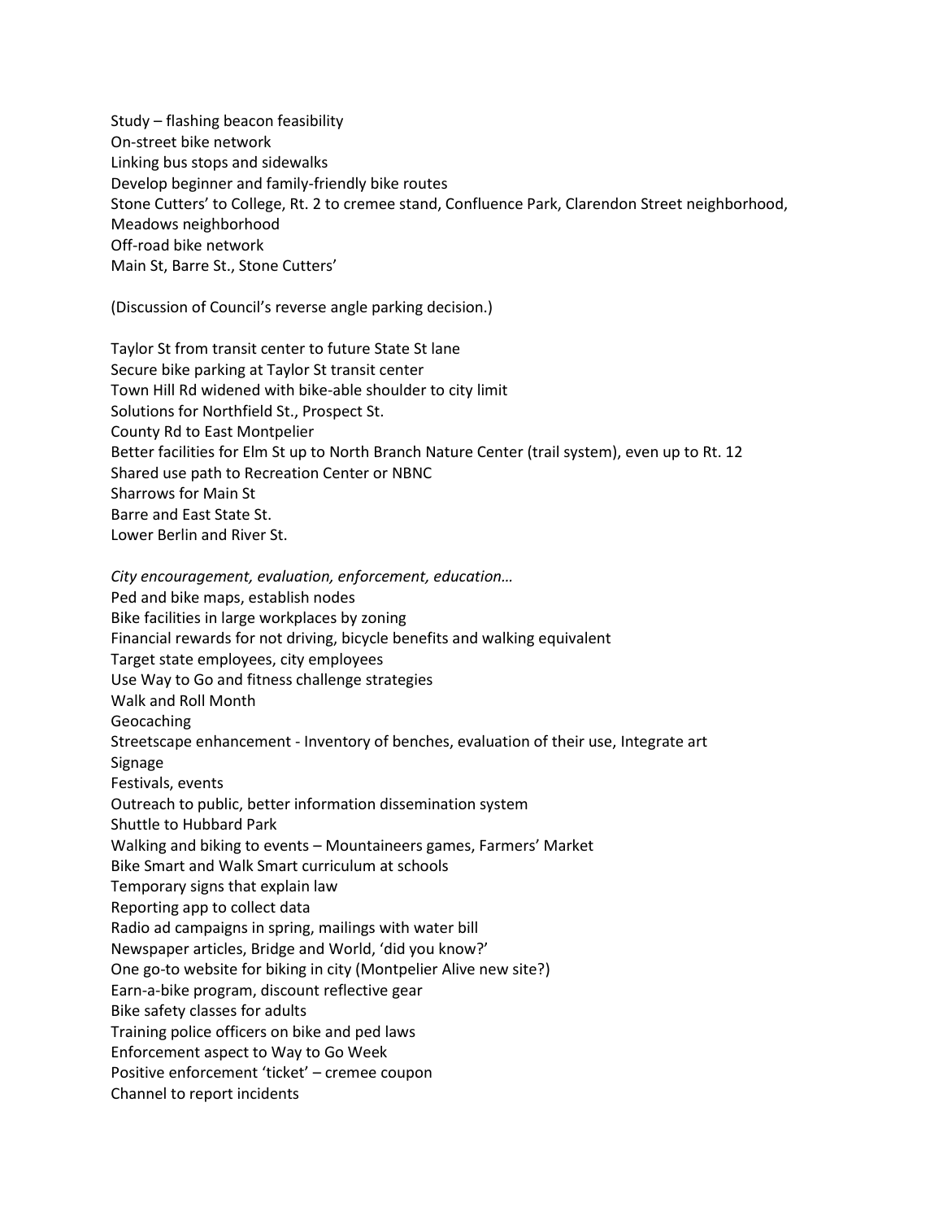Study – flashing beacon feasibility
On-street bike network
Linking bus stops and sidewalks
Develop beginner and family-friendly bike routes
Stone Cutters' to College, Rt. 2 to cremee stand, Confluence Park, Clarendon Street neighborhood, Meadows neighborhood
Off-road bike network
Main St, Barre St., Stone Cutters'

(Discussion of Council's reverse angle parking decision.)

Taylor St from transit center to future State St lane
Secure bike parking at Taylor St transit center
Town Hill Rd widened with bike-able shoulder to city limit
Solutions for Northfield St., Prospect St.
County Rd to East Montpelier
Better facilities for Elm St up to North Branch Nature Center (trail system), even up to Rt. 12
Shared use path to Recreation Center or NBNC
Sharrows for Main St
Barre and East State St.
Lower Berlin and River St.

*City encouragement, evaluation, enforcement, education…*
Ped and bike maps, establish nodes
Bike facilities in large workplaces by zoning
Financial rewards for not driving, bicycle benefits and walking equivalent
Target state employees, city employees
Use Way to Go and fitness challenge strategies
Walk and Roll Month
Geocaching
Streetscape enhancement - Inventory of benches, evaluation of their use, Integrate art
Signage
Festivals, events
Outreach to public, better information dissemination system
Shuttle to Hubbard Park
Walking and biking to events – Mountaineers games, Farmers' Market
Bike Smart and Walk Smart curriculum at schools
Temporary signs that explain law
Reporting app to collect data
Radio ad campaigns in spring, mailings with water bill
Newspaper articles, Bridge and World, 'did you know?'
One go-to website for biking in city (Montpelier Alive new site?)
Earn-a-bike program, discount reflective gear
Bike safety classes for adults
Training police officers on bike and ped laws
Enforcement aspect to Way to Go Week
Positive enforcement 'ticket' – cremee coupon
Channel to report incidents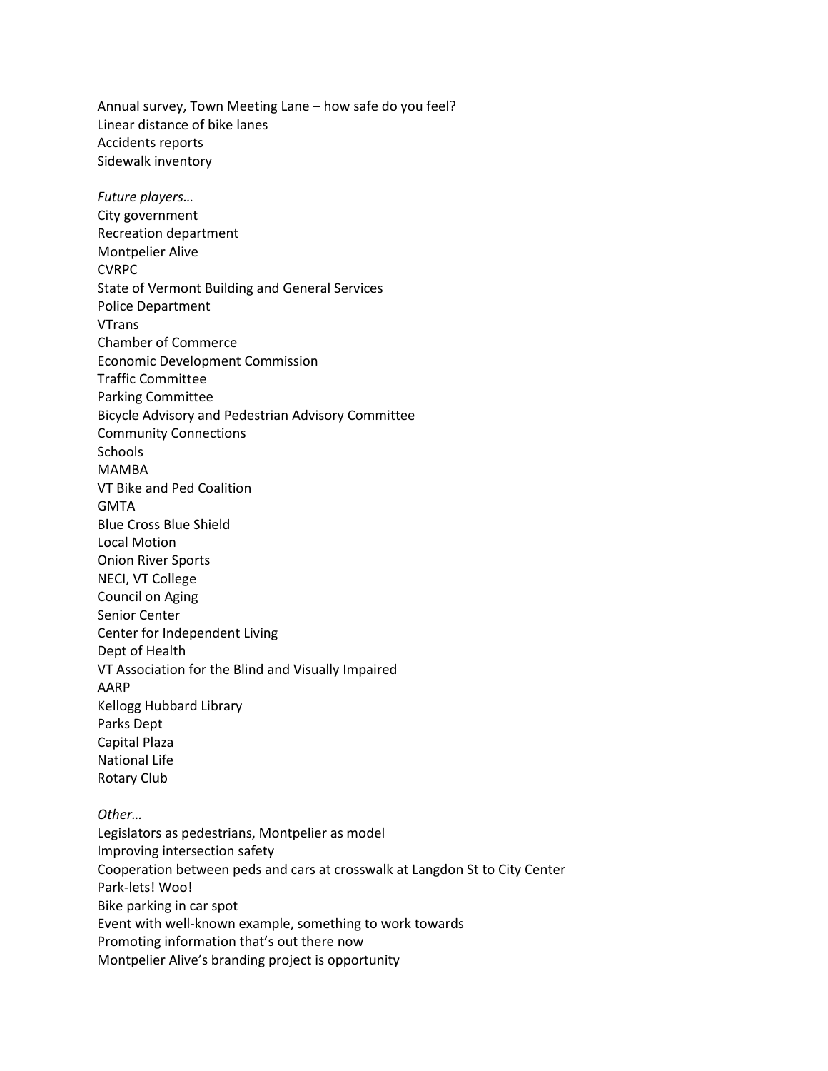Annual survey, Town Meeting Lane – how safe do you feel?
Linear distance of bike lanes
Accidents reports
Sidewalk inventory

*Future players…*
City government
Recreation department
Montpelier Alive
CVRPC
State of Vermont Building and General Services
Police Department
VTrans
Chamber of Commerce
Economic Development Commission
Traffic Committee
Parking Committee
Bicycle Advisory and Pedestrian Advisory Committee
Community Connections
Schools
MAMBA
VT Bike and Ped Coalition
GMTA
Blue Cross Blue Shield
Local Motion
Onion River Sports
NECI, VT College
Council on Aging
Senior Center
Center for Independent Living
Dept of Health
VT Association for the Blind and Visually Impaired
AARP
Kellogg Hubbard Library
Parks Dept
Capital Plaza
National Life
Rotary Club

*Other…*
Legislators as pedestrians, Montpelier as model
Improving intersection safety
Cooperation between peds and cars at crosswalk at Langdon St to City Center
Park-lets! Woo!
Bike parking in car spot
Event with well-known example, something to work towards
Promoting information that's out there now
Montpelier Alive's branding project is opportunity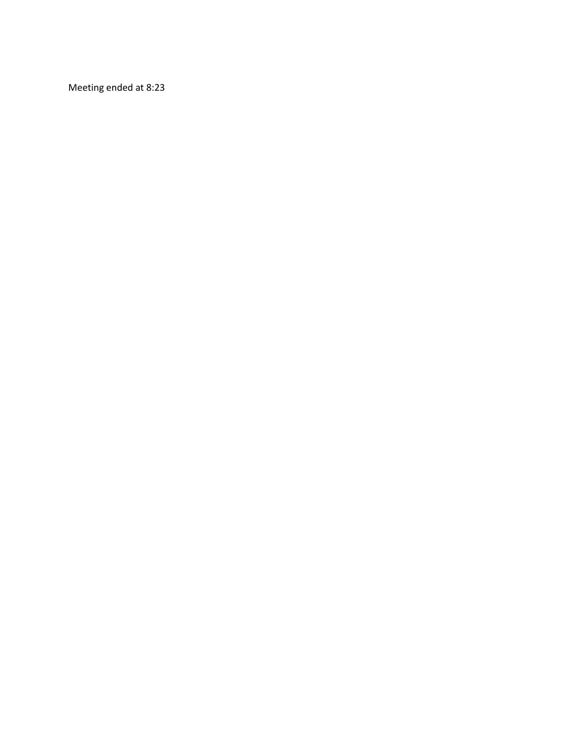Meeting ended at 8:23